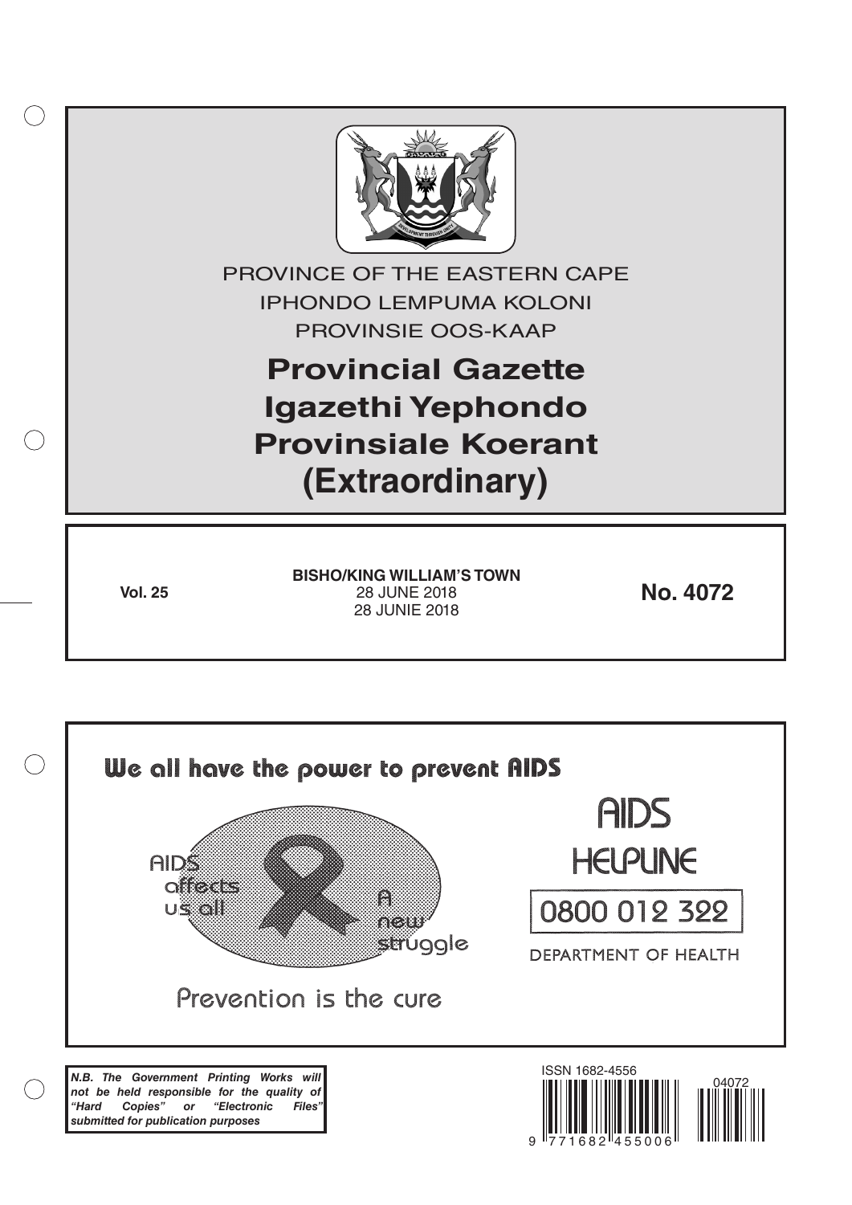PROVINCE OF THE EASTERN CAPE

IPHONDO LEMPUMA KOLONI

PROVINSIE OOS-KAAP

# Provincial Gazette
# Igazethi Yephondo
# Provinsiale Koerant
# (Extraordinary)

**Vol. 25**

**BISHO/KING WILLIAM'S TOWN**
28 JUNE 2018
28 JUNIE 2018

**No. 4072**

We all have the power to prevent AIDS

AIDS affects us all

A new struggle

Prevention is the cure

AIDS HELPLINE

0800 012 322

DEPARTMENT OF HEALTH

***N.B. The Government Printing Works will not be held responsible for the quality of "Hard Copies" or "Electronic Files" submitted for publication purposes***

ISSN 1682-4556

04072

9 771682 455006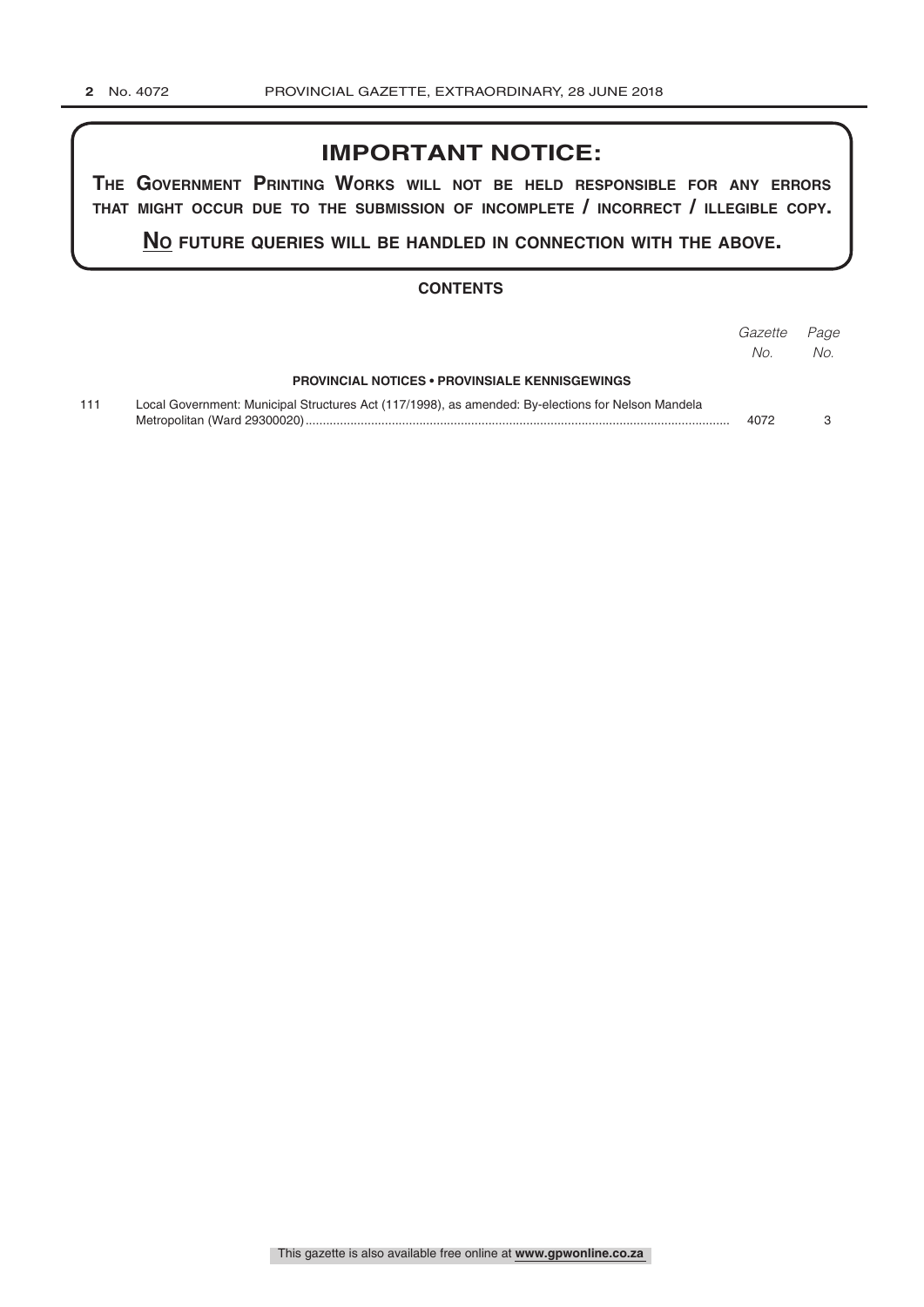## IMPORTANT NOTICE:

**THE GOVERNMENT PRINTING WORKS WILL NOT BE HELD RESPONSIBLE FOR ANY ERRORS THAT MIGHT OCCUR DUE TO THE SUBMISSION OF INCOMPLETE / INCORRECT / ILLEGIBLE COPY.**

**NO FUTURE QUERIES WILL BE HANDLED IN CONNECTION WITH THE ABOVE.**

### CONTENTS

| | | *Gazette No.* | *Page No.* |
|---|---|---|---|
| | **PROVINCIAL NOTICES • PROVINSIALE KENNISGEWINGS** | | |
| 111 | Local Government: Municipal Structures Act (117/1998), as amended: By-elections for Nelson Mandela Metropolitan (Ward 29300020) | 4072 | 3 |

This gazette is also available free online at **www.gpwonline.co.za**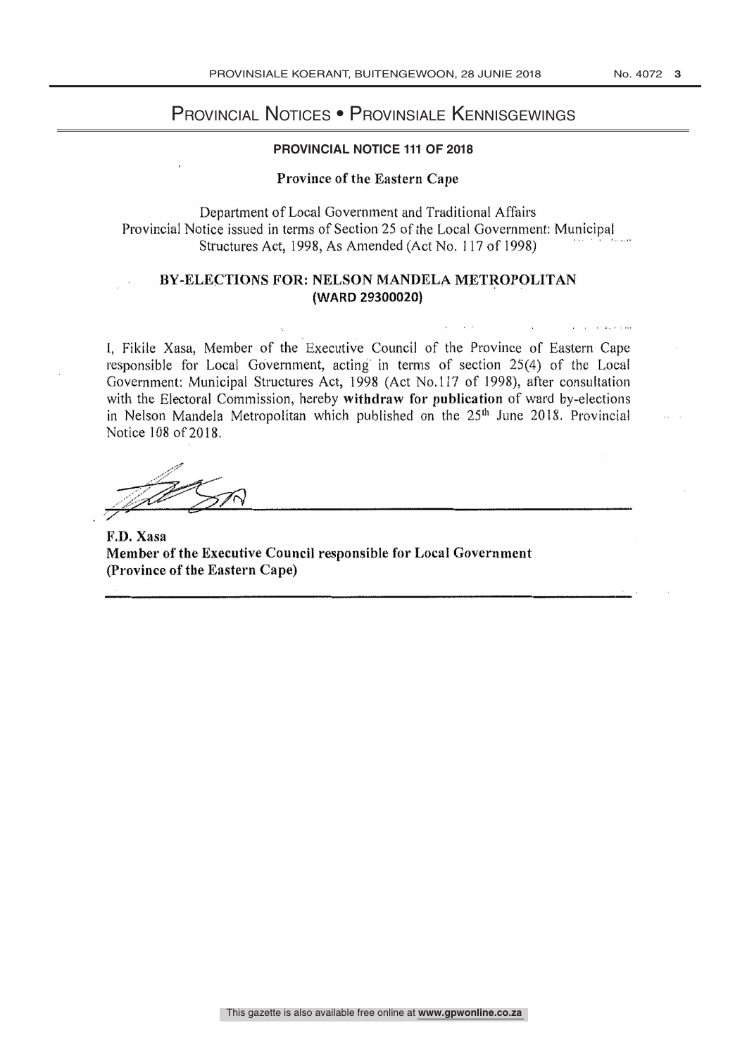# Provincial Notices • Provinsiale Kennisgewings

## PROVINCIAL NOTICE 111 OF 2018

**Province of the Eastern Cape**

Department of Local Government and Traditional Affairs
Provincial Notice issued in terms of Section 25 of the Local Government: Municipal Structures Act, 1998, As Amended (Act No. 117 of 1998)

**BY-ELECTIONS FOR: NELSON MANDELA METROPOLITAN (WARD 29300020)**

I, Fikile Xasa, Member of the Executive Council of the Province of Eastern Cape responsible for Local Government, acting in terms of section 25(4) of the Local Government: Municipal Structures Act, 1998 (Act No.117 of 1998), after consultation with the Electoral Commission, hereby **withdraw for publication** of ward by-elections in Nelson Mandela Metropolitan which published on the 25th June 2018. Provincial Notice 108 of 2018.

**F.D. Xasa**
**Member of the Executive Council responsible for Local Government**
**(Province of the Eastern Cape)**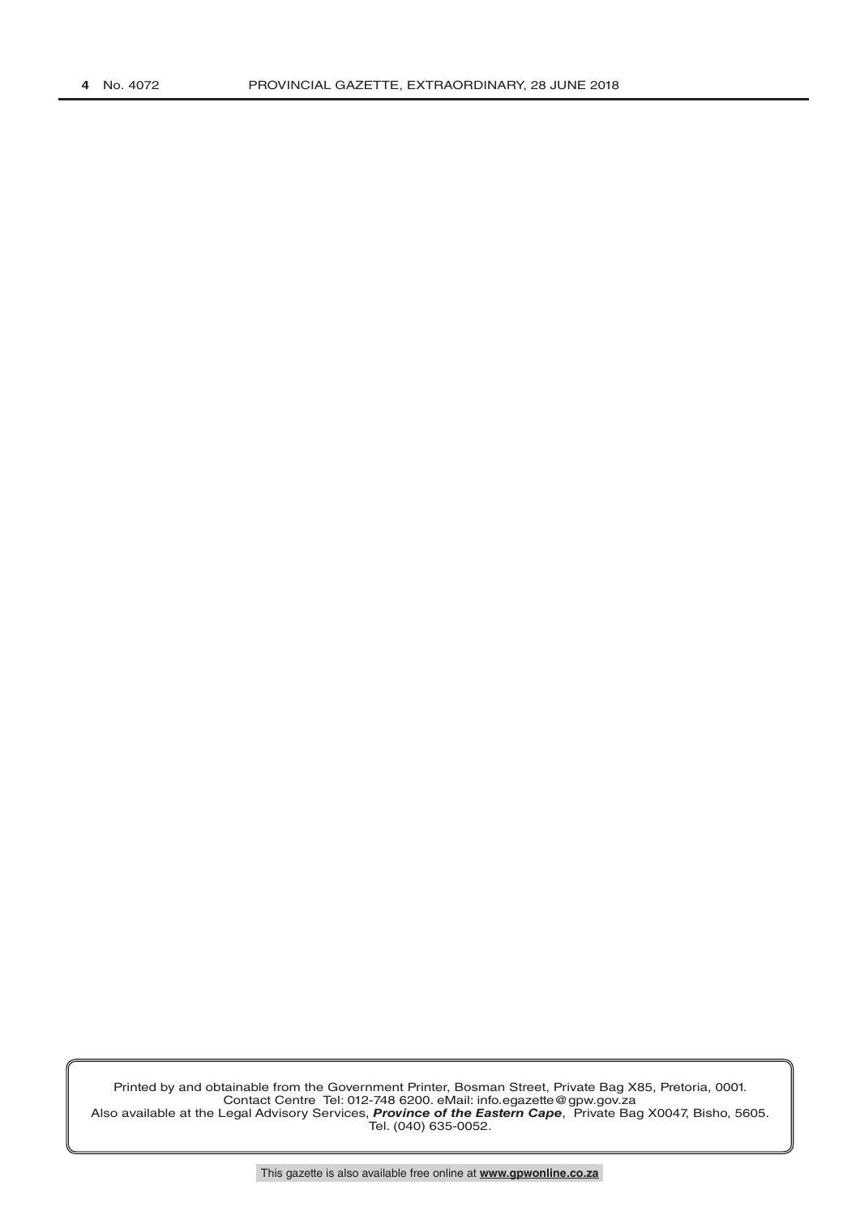Printed by and obtainable from the Government Printer, Bosman Street, Private Bag X85, Pretoria, 0001.
Contact Centre Tel: 012-748 6200. eMail: info.egazette@gpw.gov.za
Also available at the Legal Advisory Services, ***Province of the Eastern Cape***, Private Bag X0047, Bisho, 5605.
Tel. (040) 635-0052.

This gazette is also available free online at **www.gpwonline.co.za**